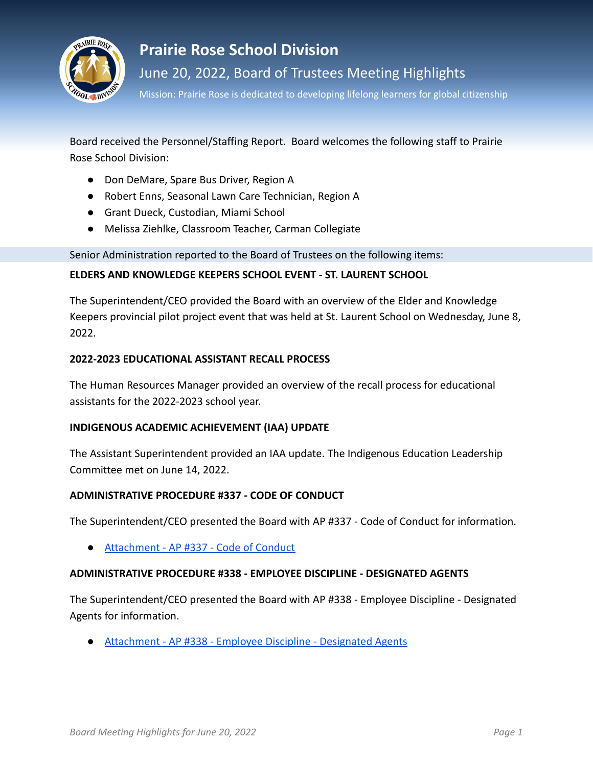# Prairie Rose School Division

## June 20, 2022, Board of Trustees Meeting Highlights

Mission: Prairie Rose is dedicated to developing lifelong learners for global citizenship

Board received the Personnel/Staffing Report. Board welcomes the following staff to Prairie Rose School Division:

- Don DeMare, Spare Bus Driver, Region A
- Robert Enns, Seasonal Lawn Care Technician, Region A
- Grant Dueck, Custodian, Miami School
- Melissa Ziehlke, Classroom Teacher, Carman Collegiate

Senior Administration reported to the Board of Trustees on the following items:

**ELDERS AND KNOWLEDGE KEEPERS SCHOOL EVENT - ST. LAURENT SCHOOL**

The Superintendent/CEO provided the Board with an overview of the Elder and Knowledge Keepers provincial pilot project event that was held at St. Laurent School on Wednesday, June 8, 2022.

**2022-2023 EDUCATIONAL ASSISTANT RECALL PROCESS**

The Human Resources Manager provided an overview of the recall process for educational assistants for the 2022-2023 school year.

**INDIGENOUS ACADEMIC ACHIEVEMENT (IAA) UPDATE**

The Assistant Superintendent provided an IAA update. The Indigenous Education Leadership Committee met on June 14, 2022.

**ADMINISTRATIVE PROCEDURE #337 - CODE OF CONDUCT**

The Superintendent/CEO presented the Board with AP #337 - Code of Conduct for information.

- Attachment - AP #337 - Code of Conduct

**ADMINISTRATIVE PROCEDURE #338 - EMPLOYEE DISCIPLINE - DESIGNATED AGENTS**

The Superintendent/CEO presented the Board with AP #338 - Employee Discipline - Designated Agents for information.

- Attachment - AP #338 - Employee Discipline - Designated Agents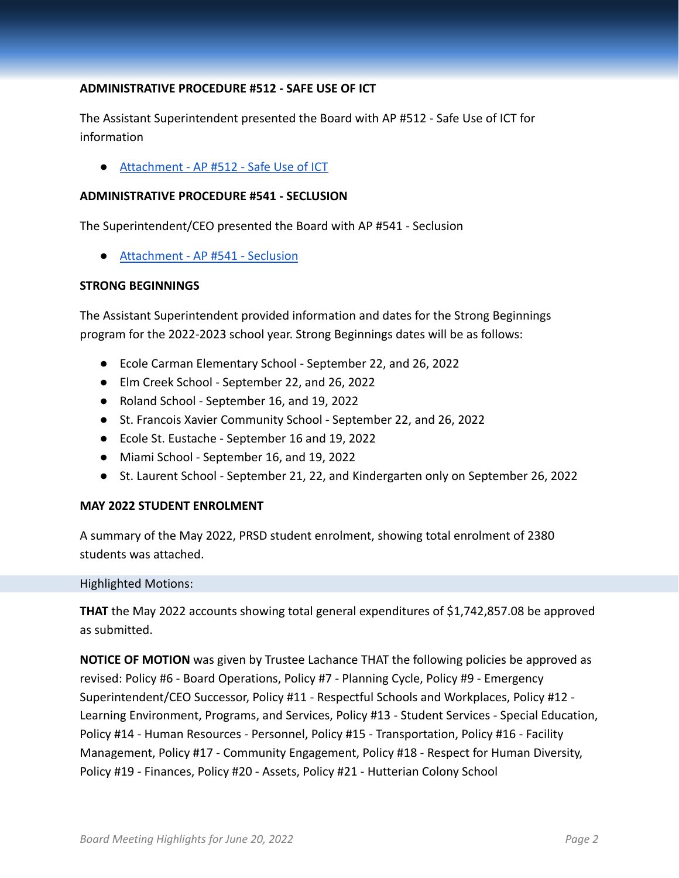**ADMINISTRATIVE PROCEDURE #512 - SAFE USE OF ICT**

The Assistant Superintendent presented the Board with AP #512 - Safe Use of ICT for information

- Attachment - AP #512 - Safe Use of ICT

**ADMINISTRATIVE PROCEDURE #541 - SECLUSION**

The Superintendent/CEO presented the Board with AP #541 - Seclusion

- Attachment - AP #541 - Seclusion

**STRONG BEGINNINGS**

The Assistant Superintendent provided information and dates for the Strong Beginnings program for the 2022-2023 school year. Strong Beginnings dates will be as follows:

- Ecole Carman Elementary School - September 22, and 26, 2022
- Elm Creek School - September 22, and 26, 2022
- Roland School - September 16, and 19, 2022
- St. Francois Xavier Community School - September 22, and 26, 2022
- Ecole St. Eustache - September 16 and 19, 2022
- Miami School - September 16, and 19, 2022
- St. Laurent School - September 21, 22, and Kindergarten only on September 26, 2022

**MAY 2022 STUDENT ENROLMENT**

A summary of the May 2022, PRSD student enrolment, showing total enrolment of 2380 students was attached.

Highlighted Motions:

**THAT** the May 2022 accounts showing total general expenditures of $1,742,857.08 be approved as submitted.

**NOTICE OF MOTION** was given by Trustee Lachance THAT the following policies be approved as revised: Policy #6 - Board Operations, Policy #7 - Planning Cycle, Policy #9 - Emergency Superintendent/CEO Successor, Policy #11 - Respectful Schools and Workplaces, Policy #12 - Learning Environment, Programs, and Services, Policy #13 - Student Services - Special Education, Policy #14 - Human Resources - Personnel, Policy #15 - Transportation, Policy #16 - Facility Management, Policy #17 - Community Engagement, Policy #18 - Respect for Human Diversity, Policy #19 - Finances, Policy #20 - Assets, Policy #21 - Hutterian Colony School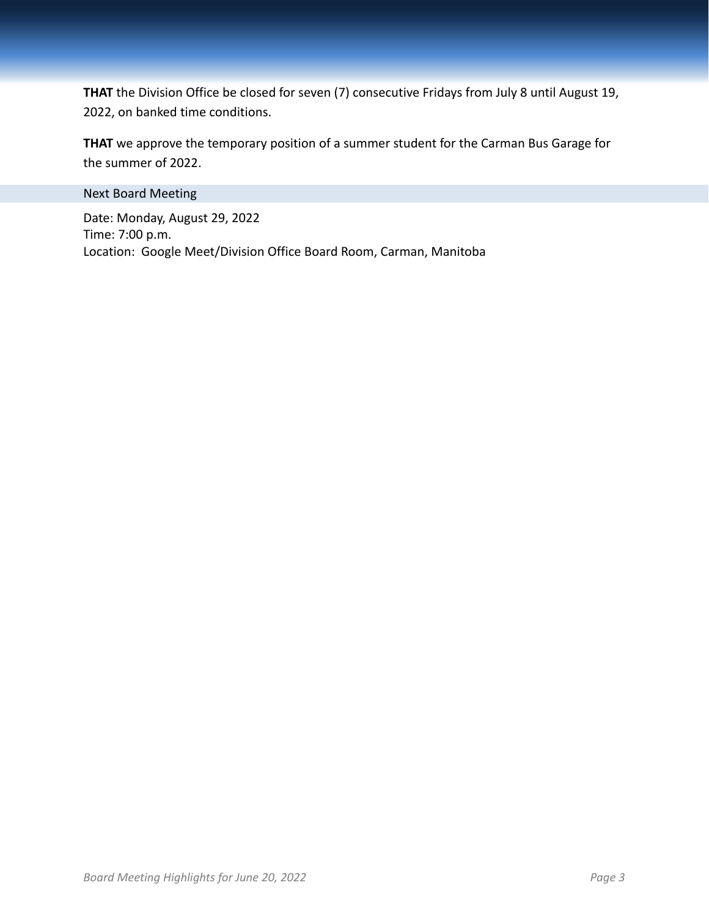**THAT** the Division Office be closed for seven (7) consecutive Fridays from July 8 until August 19, 2022, on banked time conditions.

**THAT** we approve the temporary position of a summer student for the Carman Bus Garage for the summer of 2022.

## Next Board Meeting

Date: Monday, August 29, 2022
Time: 7:00 p.m.
Location: Google Meet/Division Office Board Room, Carman, Manitoba